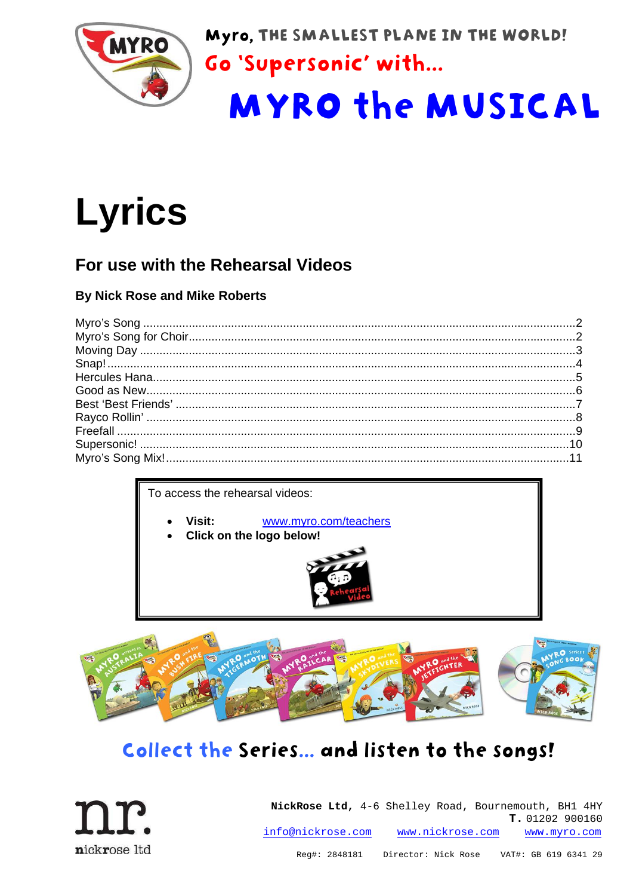Myro, THE SMALLEST PLANE IN THE WORLD!

Go 'Supersonic' with...

# MYRO the MUSICAL

# Lyrics

## For use with the Rehearsal Videos

**By Nick Rose and Mike Roberts**

Myro's Song ..... 2
Myro's Song for Choir ..... 2
Moving Day ..... 3
Snap! ..... 4
Hercules Hana ..... 5
Good as New ..... 6
Best 'Best Friends' ..... 7
Rayco Rollin' ..... 8
Freefall ..... 9
Supersonic! ..... 10
Myro's Song Mix! ..... 11

To access the rehearsal videos:

- **Visit:** www.myro.com/teachers
- **Click on the logo below!**

Collect the Series... and listen to the songs!

**NickRose Ltd**, 4-6 Shelley Road, Bournemouth, BH1 4HY
**T.** 01202 900160
info@nickrose.com www.nickrose.com www.myro.com

Reg#: 2848181 Director: Nick Rose VAT#: GB 619 6341 29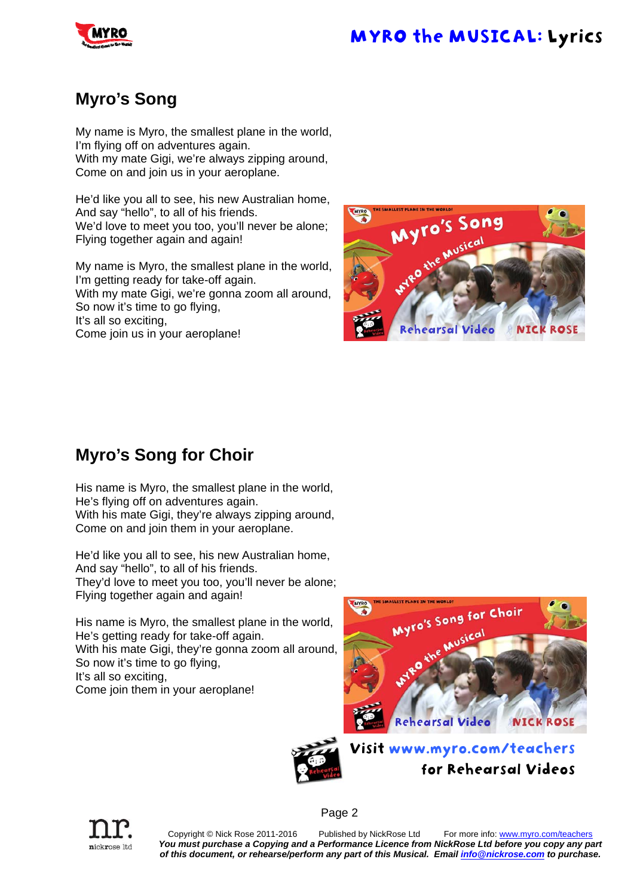## Myro's Song

My name is Myro, the smallest plane in the world,
I'm flying off on adventures again.
With my mate Gigi, we're always zipping around,
Come on and join us in your aeroplane.

He'd like you all to see, his new Australian home,
And say "hello", to all of his friends.
We'd love to meet you too, you'll never be alone;
Flying together again and again!

My name is Myro, the smallest plane in the world,
I'm getting ready for take-off again.
With my mate Gigi, we're gonna zoom all around,
So now it's time to go flying,
It's all so exciting,
Come join us in your aeroplane!

## Myro's Song for Choir

His name is Myro, the smallest plane in the world,
He's flying off on adventures again.
With his mate Gigi, they're always zipping around,
Come on and join them in your aeroplane.

He'd like you all to see, his new Australian home,
And say "hello", to all of his friends.
They'd love to meet you too, you'll never be alone;
Flying together again and again!

His name is Myro, the smallest plane in the world,
He's getting ready for take-off again.
With his mate Gigi, they're gonna zoom all around,
So now it's time to go flying,
It's all so exciting,
Come join them in your aeroplane!

Visit www.myro.com/teachers for Rehearsal Videos

Copyright © Nick Rose 2011-2016 Published by NickRose Ltd For more info: www.myro.com/teachers

***You must purchase a Copying and a Performance Licence from NickRose Ltd before you copy any part of this document, or rehearse/perform any part of this Musical. Email info@nickrose.com to purchase.***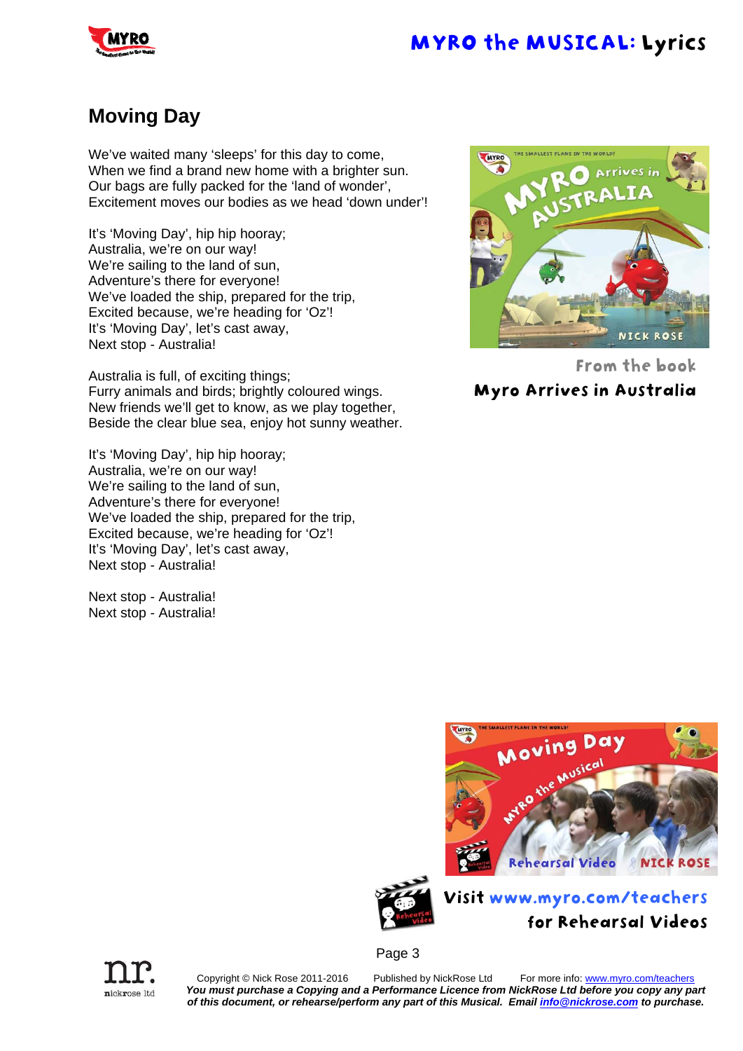## Moving Day

We've waited many 'sleeps' for this day to come,
When we find a brand new home with a brighter sun.
Our bags are fully packed for the 'land of wonder',
Excitement moves our bodies as we head 'down under'!

It's 'Moving Day', hip hip hooray;
Australia, we're on our way!
We're sailing to the land of sun,
Adventure's there for everyone!
We've loaded the ship, prepared for the trip,
Excited because, we're heading for 'Oz'!
It's 'Moving Day', let's cast away,
Next stop - Australia!

Australia is full, of exciting things;
Furry animals and birds; brightly coloured wings.
New friends we'll get to know, as we play together,
Beside the clear blue sea, enjoy hot sunny weather.

It's 'Moving Day', hip hip hooray;
Australia, we're on our way!
We're sailing to the land of sun,
Adventure's there for everyone!
We've loaded the ship, prepared for the trip,
Excited because, we're heading for 'Oz'!
It's 'Moving Day', let's cast away,
Next stop - Australia!

Next stop - Australia!
Next stop - Australia!

From the book
**Myro Arrives in Australia**

Visit www.myro.com/teachers
**for Rehearsal Videos**

Copyright © Nick Rose 2011-2016 Published by NickRose Ltd For more info: www.myro.com/teachers
***You must purchase a Copying and a Performance Licence from NickRose Ltd before you copy any part of this document, or rehearse/perform any part of this Musical. Email info@nickrose.com to purchase.***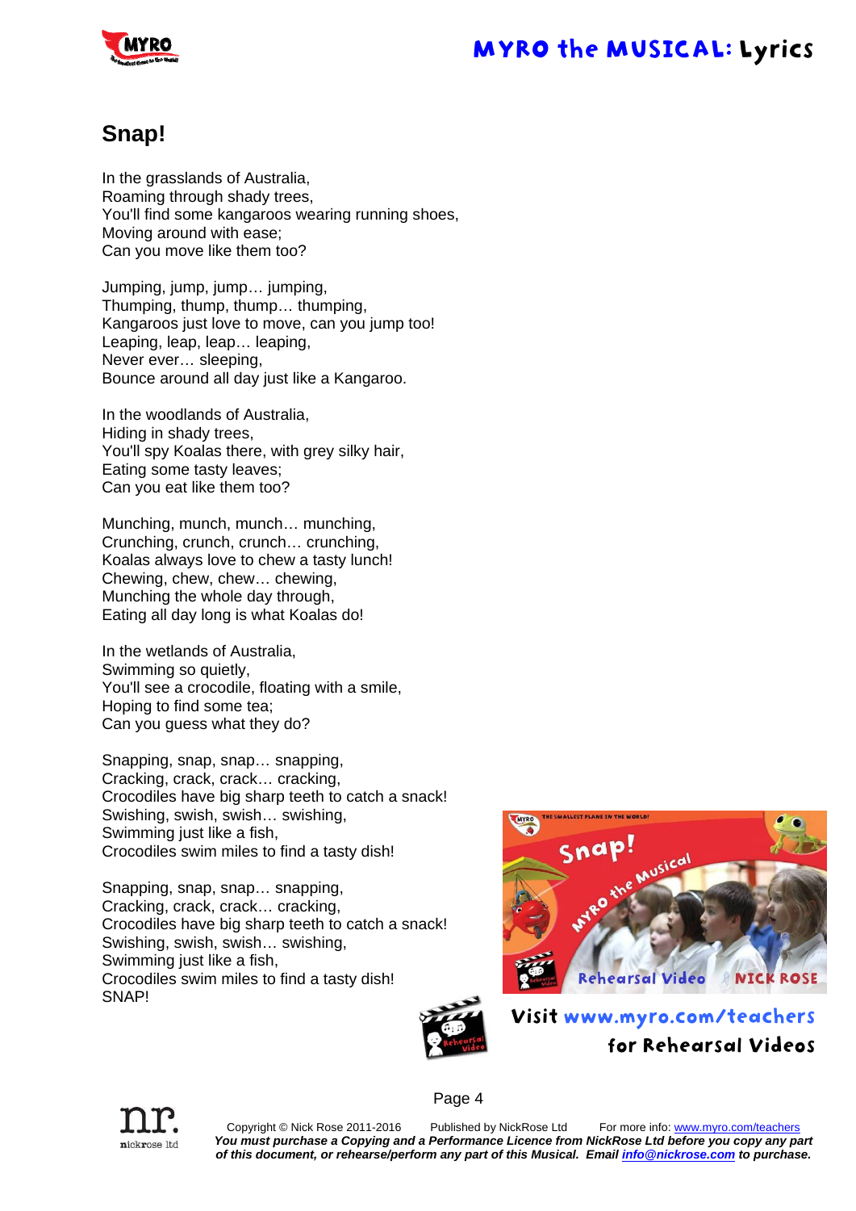## Snap!

In the grasslands of Australia,
Roaming through shady trees,
You'll find some kangaroos wearing running shoes,
Moving around with ease;
Can you move like them too?

Jumping, jump, jump… jumping,
Thumping, thump, thump… thumping,
Kangaroos just love to move, can you jump too!
Leaping, leap, leap… leaping,
Never ever… sleeping,
Bounce around all day just like a Kangaroo.

In the woodlands of Australia,
Hiding in shady trees,
You'll spy Koalas there, with grey silky hair,
Eating some tasty leaves;
Can you eat like them too?

Munching, munch, munch… munching,
Crunching, crunch, crunch… crunching,
Koalas always love to chew a tasty lunch!
Chewing, chew, chew… chewing,
Munching the whole day through,
Eating all day long is what Koalas do!

In the wetlands of Australia,
Swimming so quietly,
You'll see a crocodile, floating with a smile,
Hoping to find some tea;
Can you guess what they do?

Snapping, snap, snap… snapping,
Cracking, crack, crack… cracking,
Crocodiles have big sharp teeth to catch a snack!
Swishing, swish, swish… swishing,
Swimming just like a fish,
Crocodiles swim miles to find a tasty dish!

Snapping, snap, snap… snapping,
Cracking, crack, crack… cracking,
Crocodiles have big sharp teeth to catch a snack!
Swishing, swish, swish… swishing,
Swimming just like a fish,
Crocodiles swim miles to find a tasty dish!
SNAP!

Visit www.myro.com/teachers for Rehearsal Videos

Copyright © Nick Rose 2011-2016 Published by NickRose Ltd For more info: www.myro.com/teachers

***You must purchase a Copying and a Performance Licence from NickRose Ltd before you copy any part of this document, or rehearse/perform any part of this Musical. Email info@nickrose.com to purchase.***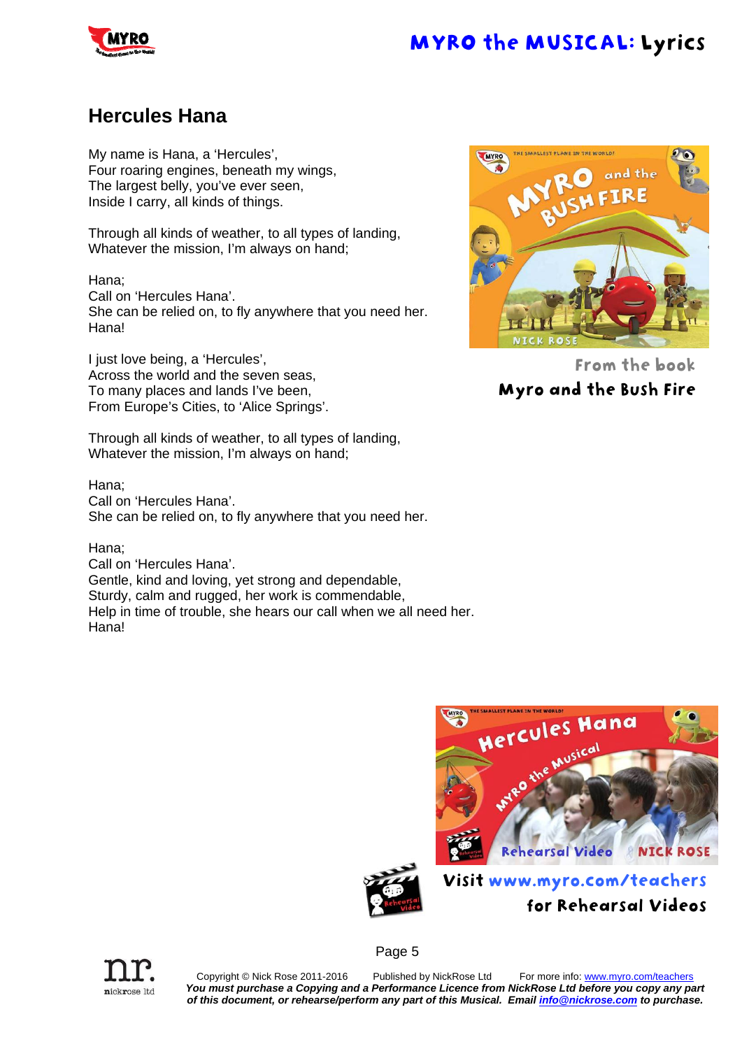## Hercules Hana

My name is Hana, a 'Hercules',
Four roaring engines, beneath my wings,
The largest belly, you've ever seen,
Inside I carry, all kinds of things.

Through all kinds of weather, to all types of landing,
Whatever the mission, I'm always on hand;

Hana;
Call on 'Hercules Hana'.
She can be relied on, to fly anywhere that you need her.
Hana!

I just love being, a 'Hercules',
Across the world and the seven seas,
To many places and lands I've been,
From Europe's Cities, to 'Alice Springs'.

Through all kinds of weather, to all types of landing,
Whatever the mission, I'm always on hand;

Hana;
Call on 'Hercules Hana'.
She can be relied on, to fly anywhere that you need her.

Hana;
Call on 'Hercules Hana'.
Gentle, kind and loving, yet strong and dependable,
Sturdy, calm and rugged, her work is commendable,
Help in time of trouble, she hears our call when we all need her.
Hana!

From the book
**Myro and the Bush Fire**

Visit www.myro.com/teachers
**for Rehearsal Videos**

Copyright © Nick Rose 2011-2016 Published by NickRose Ltd For more info: www.myro.com/teachers
***You must purchase a Copying and a Performance Licence from NickRose Ltd before you copy any part of this document, or rehearse/perform any part of this Musical. Email info@nickrose.com to purchase.***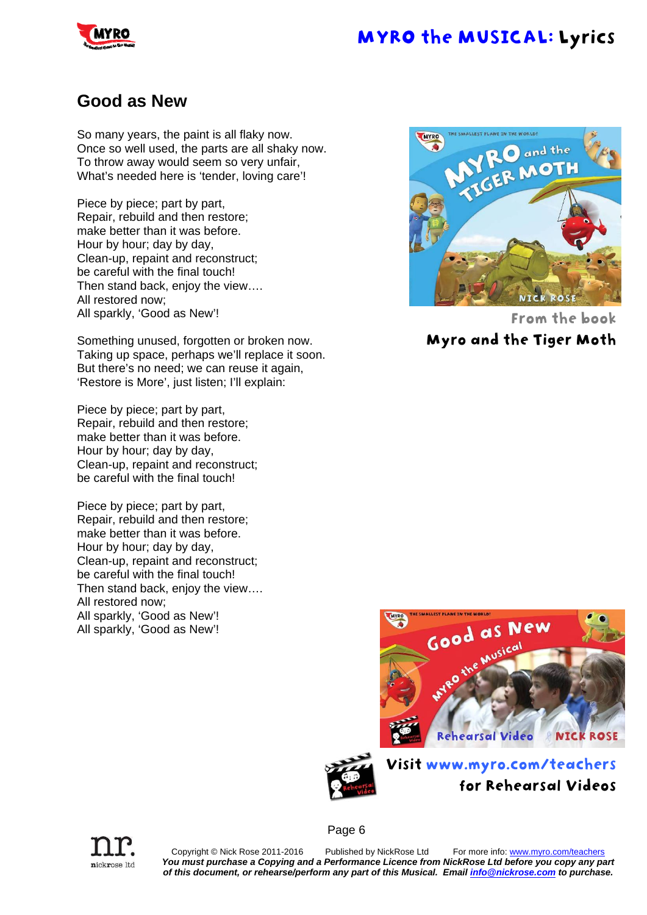## Good as New

So many years, the paint is all flaky now.
Once so well used, the parts are all shaky now.
To throw away would seem so very unfair,
What's needed here is 'tender, loving care'!

Piece by piece; part by part,
Repair, rebuild and then restore;
make better than it was before.
Hour by hour; day by day,
Clean-up, repaint and reconstruct;
be careful with the final touch!
Then stand back, enjoy the view….
All restored now;
All sparkly, 'Good as New'!

Something unused, forgotten or broken now.
Taking up space, perhaps we'll replace it soon.
But there's no need; we can reuse it again,
'Restore is More', just listen; I'll explain:

Piece by piece; part by part,
Repair, rebuild and then restore;
make better than it was before.
Hour by hour; day by day,
Clean-up, repaint and reconstruct;
be careful with the final touch!

Piece by piece; part by part,
Repair, rebuild and then restore;
make better than it was before.
Hour by hour; day by day,
Clean-up, repaint and reconstruct;
be careful with the final touch!
Then stand back, enjoy the view….
All restored now;
All sparkly, 'Good as New'!
All sparkly, 'Good as New'!

From the book
**Myro and the Tiger Moth**

**Visit www.myro.com/teachers for Rehearsal Videos**

Copyright © Nick Rose 2011-2016 Published by NickRose Ltd For more info: www.myro.com/teachers

***You must purchase a Copying and a Performance Licence from NickRose Ltd before you copy any part of this document, or rehearse/perform any part of this Musical. Email info@nickrose.com to purchase.***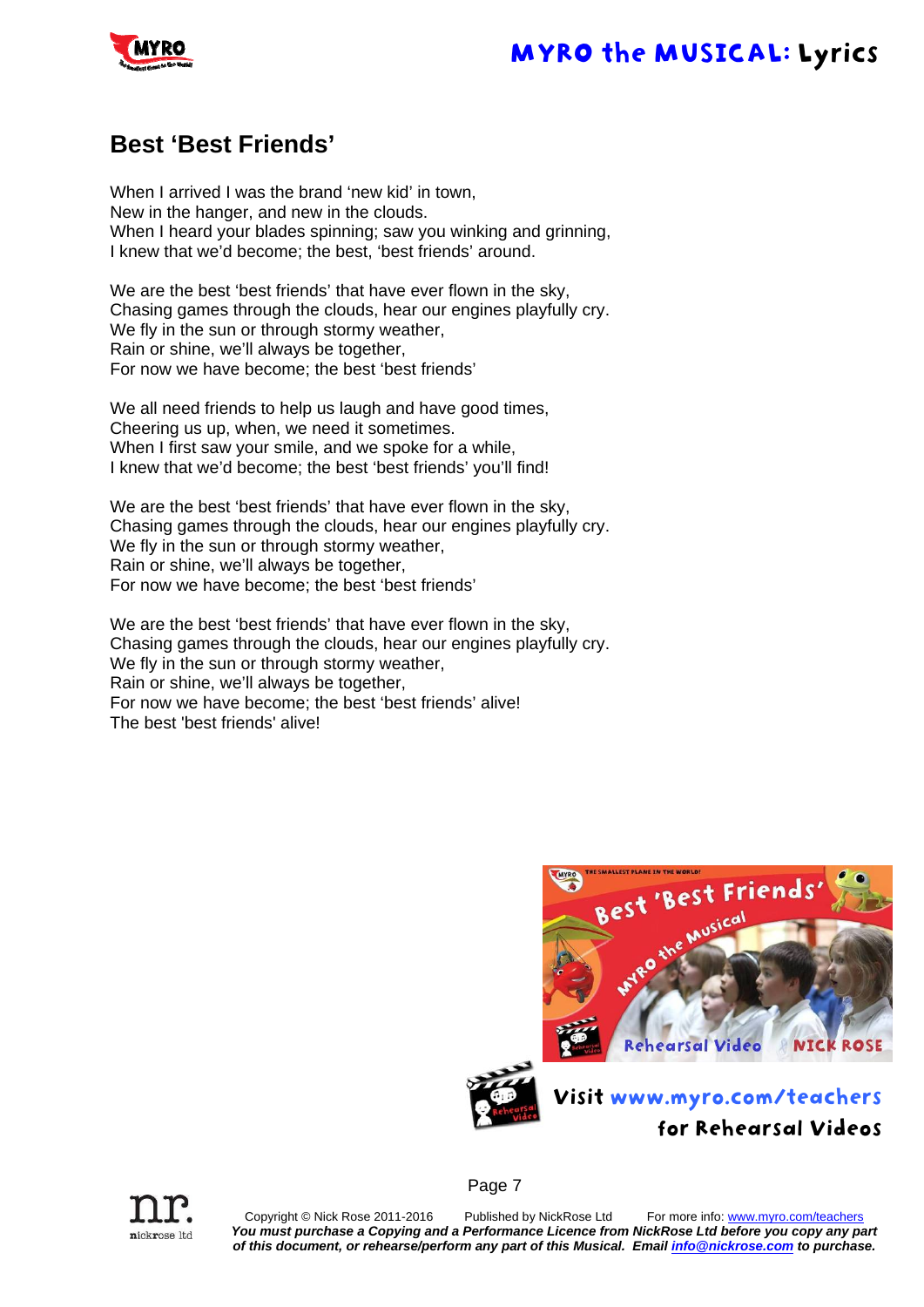## Best 'Best Friends'

When I arrived I was the brand 'new kid' in town,
New in the hanger, and new in the clouds.
When I heard your blades spinning; saw you winking and grinning,
I knew that we'd become; the best, 'best friends' around.

We are the best 'best friends' that have ever flown in the sky,
Chasing games through the clouds, hear our engines playfully cry.
We fly in the sun or through stormy weather,
Rain or shine, we'll always be together,
For now we have become; the best 'best friends'

We all need friends to help us laugh and have good times,
Cheering us up, when, we need it sometimes.
When I first saw your smile, and we spoke for a while,
I knew that we'd become; the best 'best friends' you'll find!

We are the best 'best friends' that have ever flown in the sky,
Chasing games through the clouds, hear our engines playfully cry.
We fly in the sun or through stormy weather,
Rain or shine, we'll always be together,
For now we have become; the best 'best friends'

We are the best 'best friends' that have ever flown in the sky,
Chasing games through the clouds, hear our engines playfully cry.
We fly in the sun or through stormy weather,
Rain or shine, we'll always be together,
For now we have become; the best 'best friends' alive!
The best 'best friends' alive!

Visit www.myro.com/teachers for Rehearsal Videos

Copyright © Nick Rose 2011-2016 Published by NickRose Ltd For more info: www.myro.com/teachers
***You must purchase a Copying and a Performance Licence from NickRose Ltd before you copy any part of this document, or rehearse/perform any part of this Musical. Email info@nickrose.com to purchase.***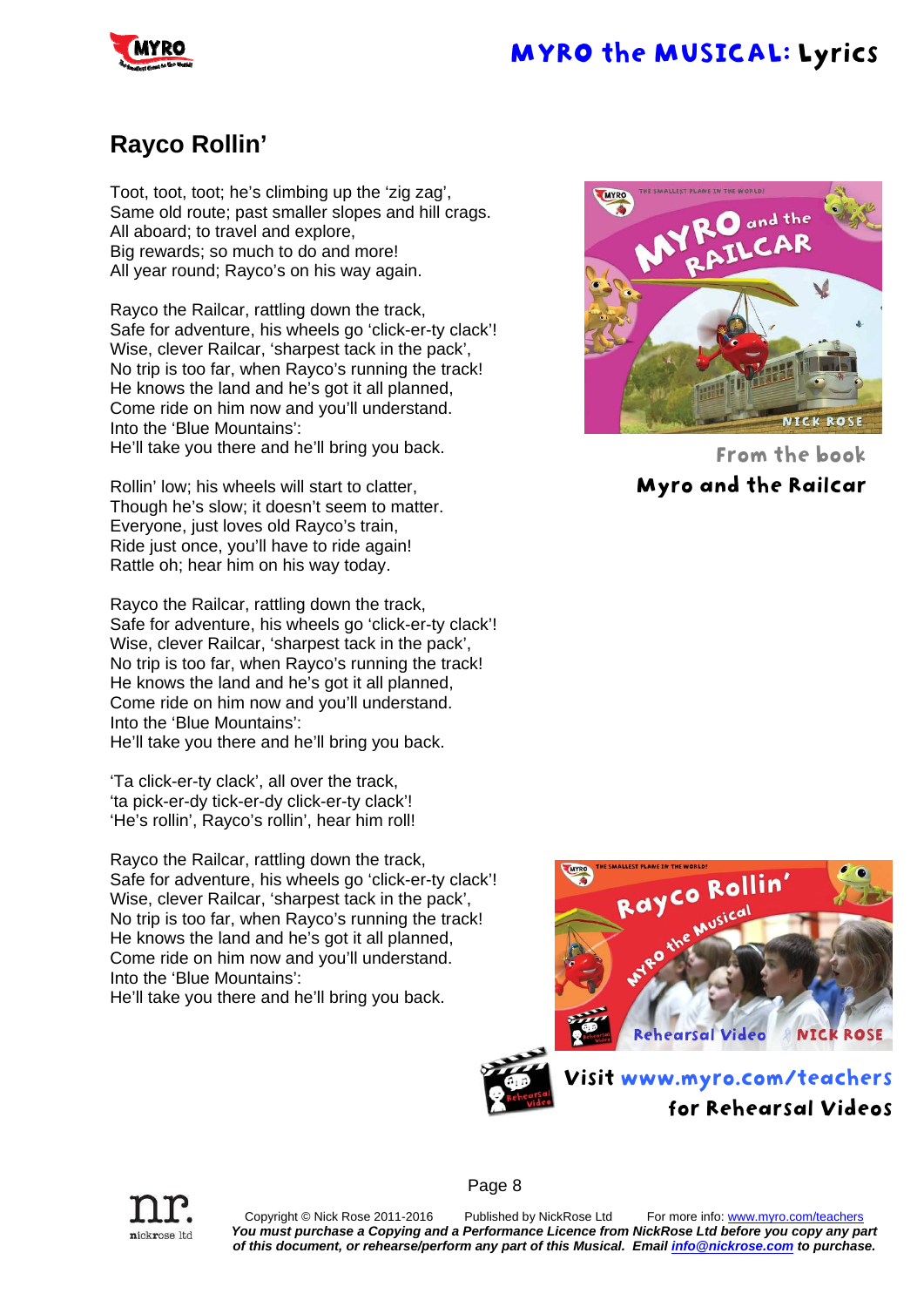## Rayco Rollin'

Toot, toot, toot; he's climbing up the 'zig zag',  
Same old route; past smaller slopes and hill crags.  
All aboard; to travel and explore,  
Big rewards; so much to do and more!  
All year round; Rayco's on his way again.

Rayco the Railcar, rattling down the track,  
Safe for adventure, his wheels go 'click-er-ty clack'!  
Wise, clever Railcar, 'sharpest tack in the pack',  
No trip is too far, when Rayco's running the track!  
He knows the land and he's got it all planned,  
Come ride on him now and you'll understand.  
Into the 'Blue Mountains':  
He'll take you there and he'll bring you back.

Rollin' low; his wheels will start to clatter,  
Though he's slow; it doesn't seem to matter.  
Everyone, just loves old Rayco's train,  
Ride just once, you'll have to ride again!  
Rattle oh; hear him on his way today.

Rayco the Railcar, rattling down the track,  
Safe for adventure, his wheels go 'click-er-ty clack'!  
Wise, clever Railcar, 'sharpest tack in the pack',  
No trip is too far, when Rayco's running the track!  
He knows the land and he's got it all planned,  
Come ride on him now and you'll understand.  
Into the 'Blue Mountains':  
He'll take you there and he'll bring you back.

'Ta click-er-ty clack', all over the track,  
'ta pick-er-dy tick-er-dy click-er-ty clack'!  
'He's rollin', Rayco's rollin', hear him roll!

Rayco the Railcar, rattling down the track,  
Safe for adventure, his wheels go 'click-er-ty clack'!  
Wise, clever Railcar, 'sharpest tack in the pack',  
No trip is too far, when Rayco's running the track!  
He knows the land and he's got it all planned,  
Come ride on him now and you'll understand.  
Into the 'Blue Mountains':  
He'll take you there and he'll bring you back.

From the book  
**Myro and the Railcar**

Visit www.myro.com/teachers  
for Rehearsal Videos

Copyright © Nick Rose 2011-2016 Published by NickRose Ltd For more info: www.myro.com/teachers  
***You must purchase a Copying and a Performance Licence from NickRose Ltd before you copy any part of this document, or rehearse/perform any part of this Musical. Email info@nickrose.com to purchase.***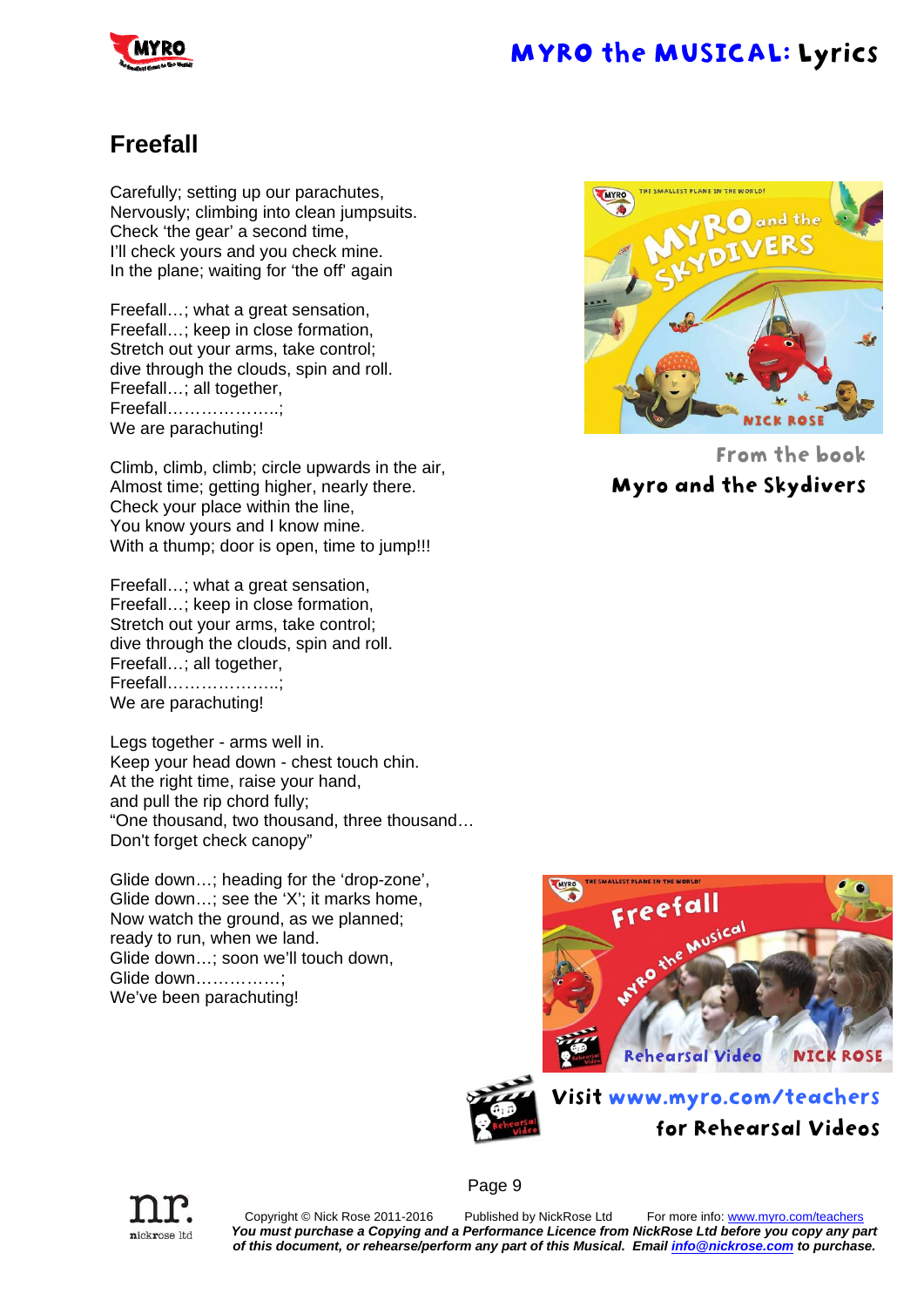## Freefall

Carefully; setting up our parachutes,
Nervously; climbing into clean jumpsuits.
Check 'the gear' a second time,
I'll check yours and you check mine.
In the plane; waiting for 'the off' again

Freefall…; what a great sensation,
Freefall…; keep in close formation,
Stretch out your arms, take control;
dive through the clouds, spin and roll.
Freefall…; all together,
Freefall………………..;
We are parachuting!

Climb, climb, climb; circle upwards in the air,
Almost time; getting higher, nearly there.
Check your place within the line,
You know yours and I know mine.
With a thump; door is open, time to jump!!!

Freefall…; what a great sensation,
Freefall…; keep in close formation,
Stretch out your arms, take control;
dive through the clouds, spin and roll.
Freefall…; all together,
Freefall………………..;
We are parachuting!

Legs together - arms well in.
Keep your head down - chest touch chin.
At the right time, raise your hand,
and pull the rip chord fully;
"One thousand, two thousand, three thousand…
Don't forget check canopy"

Glide down…; heading for the 'drop-zone',
Glide down…; see the 'X'; it marks home,
Now watch the ground, as we planned;
ready to run, when we land.
Glide down…; soon we'll touch down,
Glide down……………;
We've been parachuting!

From the book
**Myro and the Skydivers**

Visit www.myro.com/teachers for Rehearsal Videos

Copyright © Nick Rose 2011-2016 Published by NickRose Ltd For more info: www.myro.com/teachers

***You must purchase a Copying and a Performance Licence from NickRose Ltd before you copy any part of this document, or rehearse/perform any part of this Musical. Email info@nickrose.com to purchase.***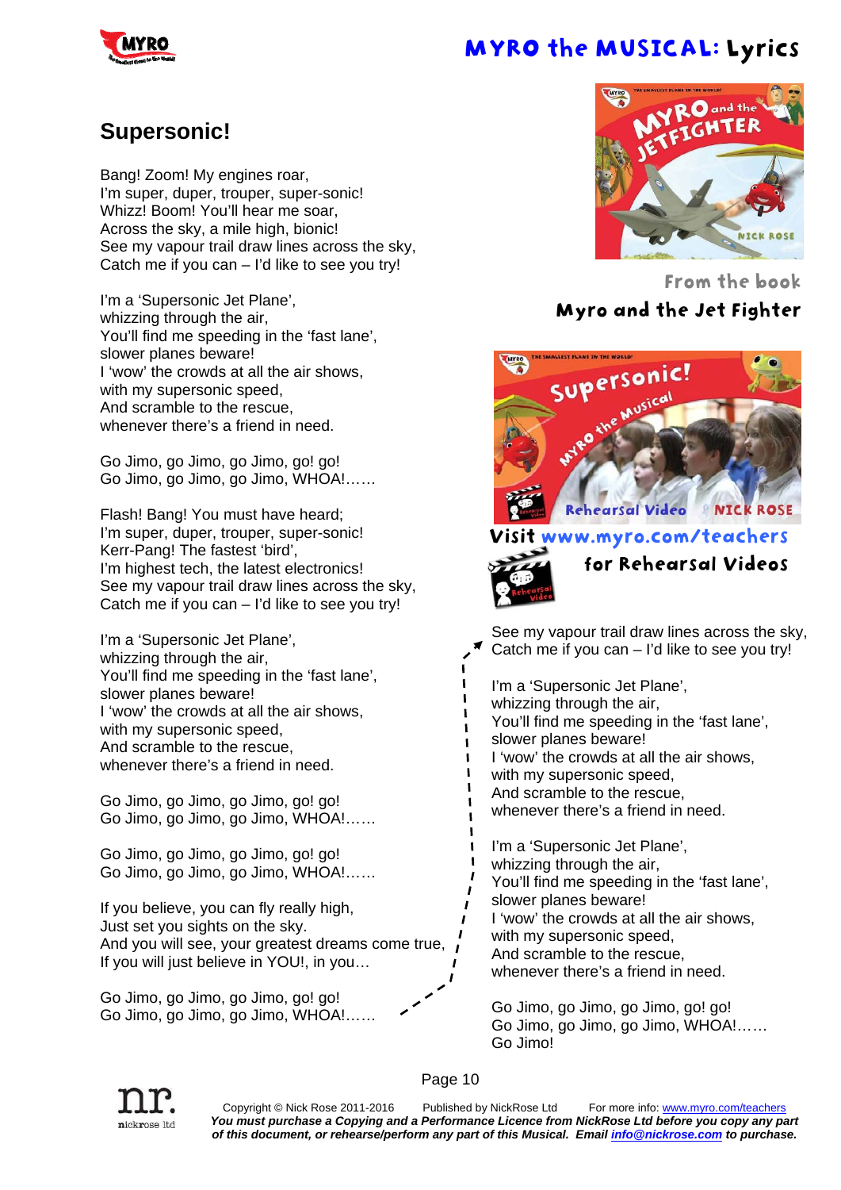## Supersonic!

Bang! Zoom! My engines roar,
I'm super, duper, trouper, super-sonic!
Whizz! Boom! You'll hear me soar,
Across the sky, a mile high, bionic!
See my vapour trail draw lines across the sky,
Catch me if you can – I'd like to see you try!

I'm a 'Supersonic Jet Plane',
whizzing through the air,
You'll find me speeding in the 'fast lane',
slower planes beware!
I 'wow' the crowds at all the air shows,
with my supersonic speed,
And scramble to the rescue,
whenever there's a friend in need.

Go Jimo, go Jimo, go Jimo, go! go!
Go Jimo, go Jimo, go Jimo, WHOA!……

Flash! Bang! You must have heard;
I'm super, duper, trouper, super-sonic!
Kerr-Pang! The fastest 'bird',
I'm highest tech, the latest electronics!
See my vapour trail draw lines across the sky,
Catch me if you can – I'd like to see you try!

I'm a 'Supersonic Jet Plane',
whizzing through the air,
You'll find me speeding in the 'fast lane',
slower planes beware!
I 'wow' the crowds at all the air shows,
with my supersonic speed,
And scramble to the rescue,
whenever there's a friend in need.

Go Jimo, go Jimo, go Jimo, go! go!
Go Jimo, go Jimo, go Jimo, WHOA!……

Go Jimo, go Jimo, go Jimo, go! go!
Go Jimo, go Jimo, go Jimo, WHOA!……

If you believe, you can fly really high,
Just set you sights on the sky.
And you will see, your greatest dreams come true,
If you will just believe in YOU!, in you…

Go Jimo, go Jimo, go Jimo, go! go!
Go Jimo, go Jimo, go Jimo, WHOA!……

See my vapour trail draw lines across the sky,
Catch me if you can – I'd like to see you try!

I'm a 'Supersonic Jet Plane',
whizzing through the air,
You'll find me speeding in the 'fast lane',
slower planes beware!
I 'wow' the crowds at all the air shows,
with my supersonic speed,
And scramble to the rescue,
whenever there's a friend in need.

I'm a 'Supersonic Jet Plane',
whizzing through the air,
You'll find me speeding in the 'fast lane',
slower planes beware!
I 'wow' the crowds at all the air shows,
with my supersonic speed,
And scramble to the rescue,
whenever there's a friend in need.

Go Jimo, go Jimo, go Jimo, go! go!
Go Jimo, go Jimo, go Jimo, WHOA!……
Go Jimo!

From the book
**Myro and the Jet Fighter**

**Visit www.myro.com/teachers for Rehearsal Videos**

Copyright © Nick Rose 2011-2016 Published by NickRose Ltd For more info: www.myro.com/teachers
***You must purchase a Copying and a Performance Licence from NickRose Ltd before you copy any part of this document, or rehearse/perform any part of this Musical. Email info@nickrose.com to purchase.***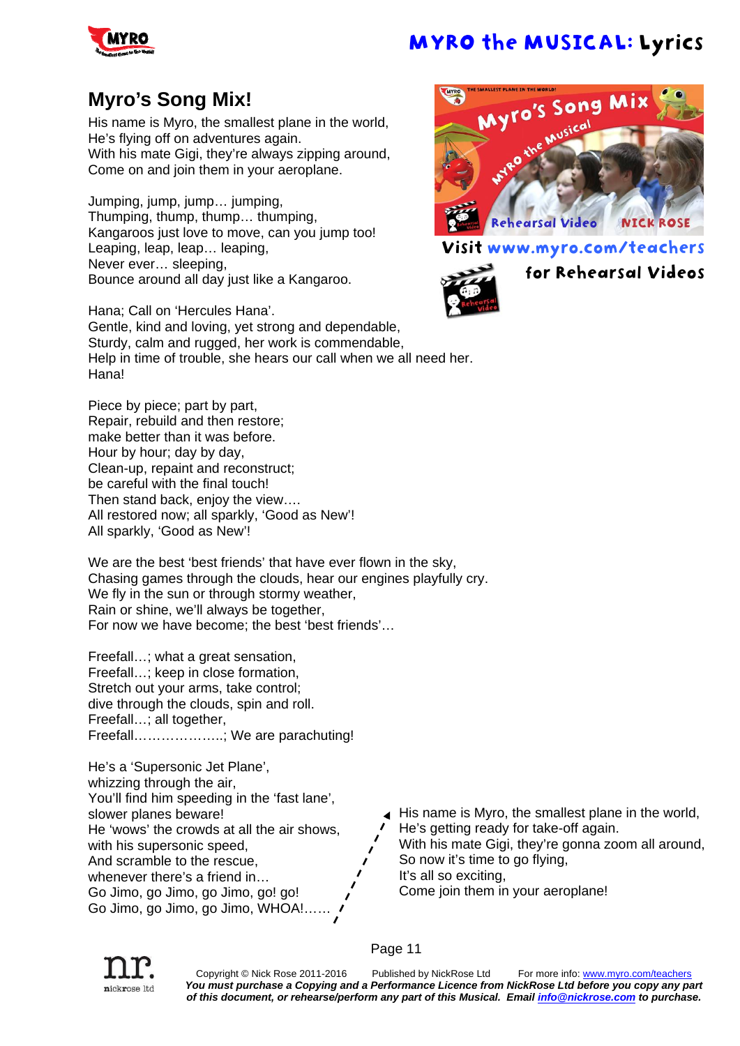## Myro's Song Mix!

His name is Myro, the smallest plane in the world,
He's flying off on adventures again.
With his mate Gigi, they're always zipping around,
Come on and join them in your aeroplane.

Jumping, jump, jump… jumping,
Thumping, thump, thump… thumping,
Kangaroos just love to move, can you jump too!
Leaping, leap, leap… leaping,
Never ever… sleeping,
Bounce around all day just like a Kangaroo.

Hana; Call on 'Hercules Hana'.
Gentle, kind and loving, yet strong and dependable,
Sturdy, calm and rugged, her work is commendable,
Help in time of trouble, she hears our call when we all need her.
Hana!

Piece by piece; part by part,
Repair, rebuild and then restore;
make better than it was before.
Hour by hour; day by day,
Clean-up, repaint and reconstruct;
be careful with the final touch!
Then stand back, enjoy the view….
All restored now; all sparkly, 'Good as New'!
All sparkly, 'Good as New'!

We are the best 'best friends' that have ever flown in the sky,
Chasing games through the clouds, hear our engines playfully cry.
We fly in the sun or through stormy weather,
Rain or shine, we'll always be together,
For now we have become; the best 'best friends'…

Freefall…; what a great sensation,
Freefall…; keep in close formation,
Stretch out your arms, take control;
dive through the clouds, spin and roll.
Freefall…; all together,
Freefall………………..; We are parachuting!

He's a 'Supersonic Jet Plane',
whizzing through the air,
You'll find him speeding in the 'fast lane',
slower planes beware!
He 'wows' the crowds at all the air shows,
with his supersonic speed,
And scramble to the rescue,
whenever there's a friend in…
Go Jimo, go Jimo, go Jimo, go! go!
Go Jimo, go Jimo, go Jimo, WHOA!……

His name is Myro, the smallest plane in the world,
He's getting ready for take-off again.
With his mate Gigi, they're gonna zoom all around,
So now it's time to go flying,
It's all so exciting,
Come join them in your aeroplane!

Visit www.myro.com/teachers for Rehearsal Videos

Copyright © Nick Rose 2011-2016 Published by NickRose Ltd For more info: www.myro.com/teachers

***You must purchase a Copying and a Performance Licence from NickRose Ltd before you copy any part of this document, or rehearse/perform any part of this Musical. Email info@nickrose.com to purchase.***